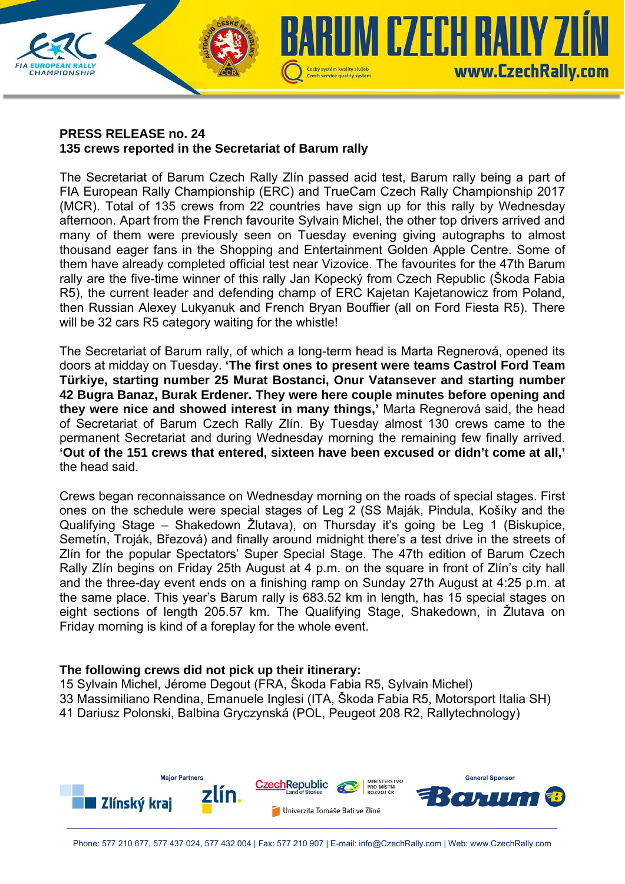**PRESS RELEASE no. 24**
**135 crews reported in the Secretariat of Barum rally**

The Secretariat of Barum Czech Rally Zlín passed acid test, Barum rally being a part of FIA European Rally Championship (ERC) and TrueCam Czech Rally Championship 2017 (MCR). Total of 135 crews from 22 countries have sign up for this rally by Wednesday afternoon. Apart from the French favourite Sylvain Michel, the other top drivers arrived and many of them were previously seen on Tuesday evening giving autographs to almost thousand eager fans in the Shopping and Entertainment Golden Apple Centre. Some of them have already completed official test near Vizovice. The favourites for the 47th Barum rally are the five-time winner of this rally Jan Kopecký from Czech Republic (Škoda Fabia R5), the current leader and defending champ of ERC Kajetan Kajetanowicz from Poland, then Russian Alexey Lukyanuk and French Bryan Bouffier (all on Ford Fiesta R5). There will be 32 cars R5 category waiting for the whistle!

The Secretariat of Barum rally, of which a long-term head is Marta Regnerová, opened its doors at midday on Tuesday. **'The first ones to present were teams Castrol Ford Team Türkiye, starting number 25 Murat Bostanci, Onur Vatansever and starting number 42 Bugra Banaz, Burak Erdener. They were here couple minutes before opening and they were nice and showed interest in many things,'** Marta Regnerová said, the head of Secretariat of Barum Czech Rally Zlín. By Tuesday almost 130 crews came to the permanent Secretariat and during Wednesday morning the remaining few finally arrived. **'Out of the 151 crews that entered, sixteen have been excused or didn't come at all,'** the head said.

Crews began reconnaissance on Wednesday morning on the roads of special stages. First ones on the schedule were special stages of Leg 2 (SS Maják, Pindula, Košíky and the Qualifying Stage – Shakedown Žlutava), on Thursday it's going be Leg 1 (Biskupice, Semetín, Troják, Březová) and finally around midnight there's a test drive in the streets of Zlín for the popular Spectators' Super Special Stage. The 47th edition of Barum Czech Rally Zlín begins on Friday 25th August at 4 p.m. on the square in front of Zlín's city hall and the three-day event ends on a finishing ramp on Sunday 27th August at 4:25 p.m. at the same place. This year's Barum rally is 683.52 km in length, has 15 special stages on eight sections of length 205.57 km. The Qualifying Stage, Shakedown, in Žlutava on Friday morning is kind of a foreplay for the whole event.

**The following crews did not pick up their itinerary:**
15 Sylvain Michel, Jérome Degout (FRA, Škoda Fabia R5, Sylvain Michel)
33 Massimiliano Rendina, Emanuele Inglesi (ITA, Škoda Fabia R5, Motorsport Italia SH)
41 Dariusz Polonski, Balbina Gryczynská (POL, Peugeot 208 R2, Rallytechnology)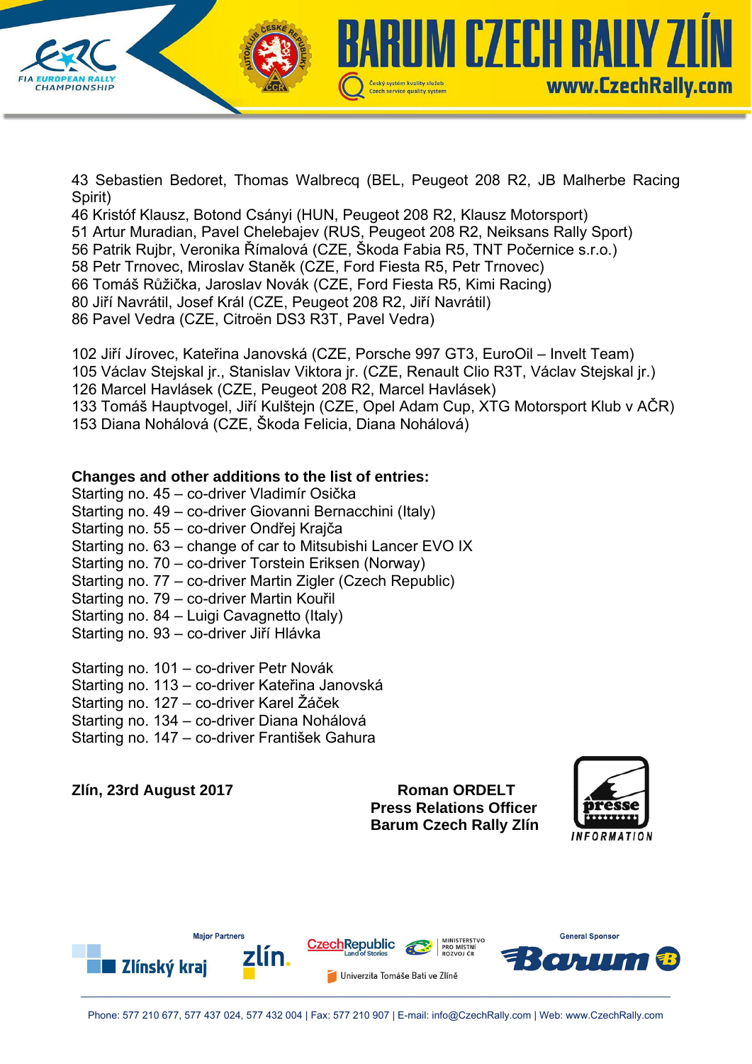43 Sebastien Bedoret, Thomas Walbrecq (BEL, Peugeot 208 R2, JB Malherbe Racing Spirit)
46 Kristóf Klausz, Botond Csányi (HUN, Peugeot 208 R2, Klausz Motorsport)
51 Artur Muradian, Pavel Chelebajev (RUS, Peugeot 208 R2, Neiksans Rally Sport)
56 Patrik Rujbr, Veronika Římalová (CZE, Škoda Fabia R5, TNT Počernice s.r.o.)
58 Petr Trnovec, Miroslav Staněk (CZE, Ford Fiesta R5, Petr Trnovec)
66 Tomáš Růžička, Jaroslav Novák (CZE, Ford Fiesta R5, Kimi Racing)
80 Jiří Navrátil, Josef Král (CZE, Peugeot 208 R2, Jiří Navrátil)
86 Pavel Vedra (CZE, Citroën DS3 R3T, Pavel Vedra)

102 Jiří Jírovec, Kateřina Janovská (CZE, Porsche 997 GT3, EuroOil – Invelt Team)
105 Václav Stejskal jr., Stanislav Viktora jr. (CZE, Renault Clio R3T, Václav Stejskal jr.)
126 Marcel Havlásek (CZE, Peugeot 208 R2, Marcel Havlásek)
133 Tomáš Hauptvogel, Jiří Kulštejn (CZE, Opel Adam Cup, XTG Motorsport Klub v AČR)
153 Diana Nohálová (CZE, Škoda Felicia, Diana Nohálová)

**Changes and other additions to the list of entries:**
Starting no. 45 – co-driver Vladimír Osička
Starting no. 49 – co-driver Giovanni Bernacchini (Italy)
Starting no. 55 – co-driver Ondřej Krajča
Starting no. 63 – change of car to Mitsubishi Lancer EVO IX
Starting no. 70 – co-driver Torstein Eriksen (Norway)
Starting no. 77 – co-driver Martin Zigler (Czech Republic)
Starting no. 79 – co-driver Martin Kouřil
Starting no. 84 – Luigi Cavagnetto (Italy)
Starting no. 93 – co-driver Jiří Hlávka

Starting no. 101 – co-driver Petr Novák
Starting no. 113 – co-driver Kateřina Janovská
Starting no. 127 – co-driver Karel Žáček
Starting no. 134 – co-driver Diana Nohálová
Starting no. 147 – co-driver František Gahura

**Zlín, 23rd August 2017**

**Roman ORDELT**
**Press Relations Officer**
**Barum Czech Rally Zlín**